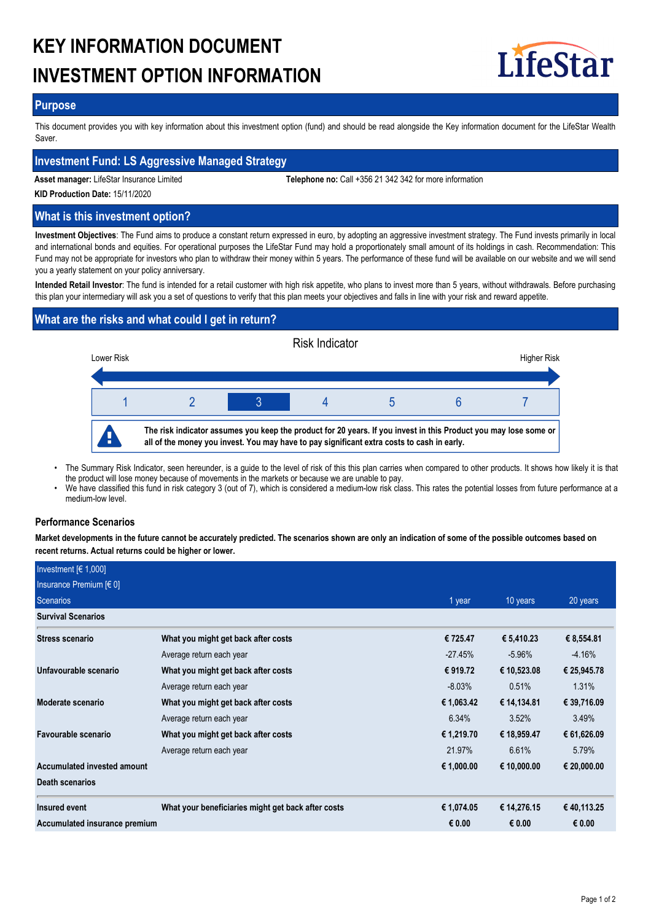# KEY INFORMATION DOCUMENT
# INVESTMENT OPTION INFORMATION

LifeStar

## Purpose

This document provides you with key information about this investment option (fund) and should be read alongside the Key information document for the LifeStar Wealth Saver.

## Investment Fund: LS Aggressive Managed Strategy

**Asset manager:** LifeStar Insurance Limited

**Telephone no:** Call +356 21 342 342 for more information

**KID Production Date:** 15/11/2020

## What is this investment option?

**Investment Objectives**: The Fund aims to produce a constant return expressed in euro, by adopting an aggressive investment strategy. The Fund invests primarily in local and international bonds and equities. For operational purposes the LifeStar Fund may hold a proportionately small amount of its holdings in cash. Recommendation: This Fund may not be appropriate for investors who plan to withdraw their money within 5 years. The performance of these fund will be available on our website and we will send you a yearly statement on your policy anniversary.

**Intended Retail Investor**: The fund is intended for a retail customer with high risk appetite, who plans to invest more than 5 years, without withdrawals. Before purchasing this plan your intermediary will ask you a set of questions to verify that this plan meets your objectives and falls in line with your risk and reward appetite.

## What are the risks and what could I get in return?

Risk Indicator

Lower Risk — Higher Risk

| 1 | 2 | **3** | 4 | 5 | 6 | 7 |
|---|---|---|---|---|---|---|

**The risk indicator assumes you keep the product for 20 years. If you invest in this Product you may lose some or all of the money you invest. You may have to pay significant extra costs to cash in early.**

- The Summary Risk Indicator, seen hereunder, is a guide to the level of risk of this this plan carries when compared to other products. It shows how likely it is that the product will lose money because of movements in the markets or because we are unable to pay.
- We have classified this fund in risk category 3 (out of 7), which is considered a medium-low risk class. This rates the potential losses from future performance at a medium-low level.

### Performance Scenarios

**Market developments in the future cannot be accurately predicted. The scenarios shown are only an indication of some of the possible outcomes based on recent returns. Actual returns could be higher or lower.**

| Investment [€ 1,000]<br>Insurance Premium [€ 0]<br>Scenarios | | 1 year | 10 years | 20 years |
|---|---|---|---|---|
| **Survival Scenarios** | | | | |
| **Stress scenario** | **What you might get back after costs** | **€ 725.47** | **€ 5,410.23** | **€ 8,554.81** |
| | Average return each year | -27.45% | -5.96% | -4.16% |
| **Unfavourable scenario** | **What you might get back after costs** | **€ 919.72** | **€ 10,523.08** | **€ 25,945.78** |
| | Average return each year | -8.03% | 0.51% | 1.31% |
| **Moderate scenario** | **What you might get back after costs** | **€ 1,063.42** | **€ 14,134.81** | **€ 39,716.09** |
| | Average return each year | 6.34% | 3.52% | 3.49% |
| **Favourable scenario** | **What you might get back after costs** | **€ 1,219.70** | **€ 18,959.47** | **€ 61,626.09** |
| | Average return each year | 21.97% | 6.61% | 5.79% |
| **Accumulated invested amount** | | **€ 1,000.00** | **€ 10,000.00** | **€ 20,000.00** |
| **Death scenarios** | | | | |
| **Insured event** | **What your beneficiaries might get back after costs** | **€ 1,074.05** | **€ 14,276.15** | **€ 40,113.25** |
| **Accumulated insurance premium** | | **€ 0.00** | **€ 0.00** | **€ 0.00** |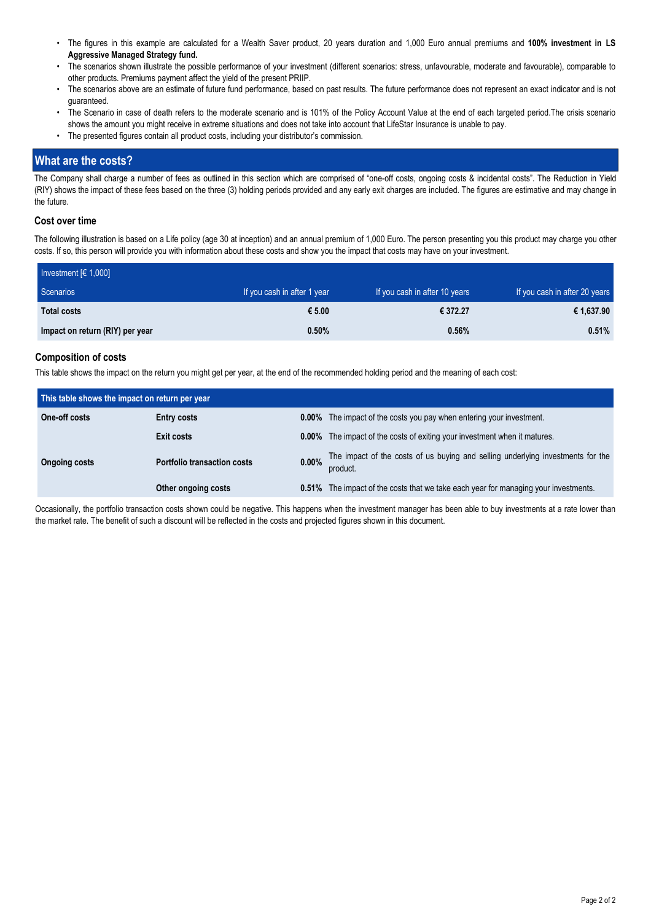- The figures in this example are calculated for a Wealth Saver product, 20 years duration and 1,000 Euro annual premiums and **100% investment in LS Aggressive Managed Strategy fund.**
- The scenarios shown illustrate the possible performance of your investment (different scenarios: stress, unfavourable, moderate and favourable), comparable to other products. Premiums payment affect the yield of the present PRIIP.
- The scenarios above are an estimate of future fund performance, based on past results. The future performance does not represent an exact indicator and is not guaranteed.
- The Scenario in case of death refers to the moderate scenario and is 101% of the Policy Account Value at the end of each targeted period.The crisis scenario shows the amount you might receive in extreme situations and does not take into account that LifeStar Insurance is unable to pay.
- The presented figures contain all product costs, including your distributor's commission.

## What are the costs?

The Company shall charge a number of fees as outlined in this section which are comprised of "one-off costs, ongoing costs & incidental costs". The Reduction in Yield (RIY) shows the impact of these fees based on the three (3) holding periods provided and any early exit charges are included. The figures are estimative and may change in the future.

### Cost over time

The following illustration is based on a Life policy (age 30 at inception) and an annual premium of 1,000 Euro. The person presenting you this product may charge you other costs. If so, this person will provide you with information about these costs and show you the impact that costs may have on your investment.

| Investment [€ 1,000] | | | |
|---|---|---|---|
| Scenarios | If you cash in after 1 year | If you cash in after 10 years | If you cash in after 20 years |
| **Total costs** | **€ 5.00** | **€ 372.27** | **€ 1,637.90** |
| **Impact on return (RIY) per year** | **0.50%** | **0.56%** | **0.51%** |

### Composition of costs

This table shows the impact on the return you might get per year, at the end of the recommended holding period and the meaning of each cost:

| This table shows the impact on return per year | | | |
|---|---|---|---|
| **One-off costs** | **Entry costs** | **0.00%** | The impact of the costs you pay when entering your investment. |
| | **Exit costs** | **0.00%** | The impact of the costs of exiting your investment when it matures. |
| **Ongoing costs** | **Portfolio transaction costs** | **0.00%** | The impact of the costs of us buying and selling underlying investments for the product. |
| | **Other ongoing costs** | **0.51%** | The impact of the costs that we take each year for managing your investments. |

Occasionally, the portfolio transaction costs shown could be negative. This happens when the investment manager has been able to buy investments at a rate lower than the market rate. The benefit of such a discount will be reflected in the costs and projected figures shown in this document.